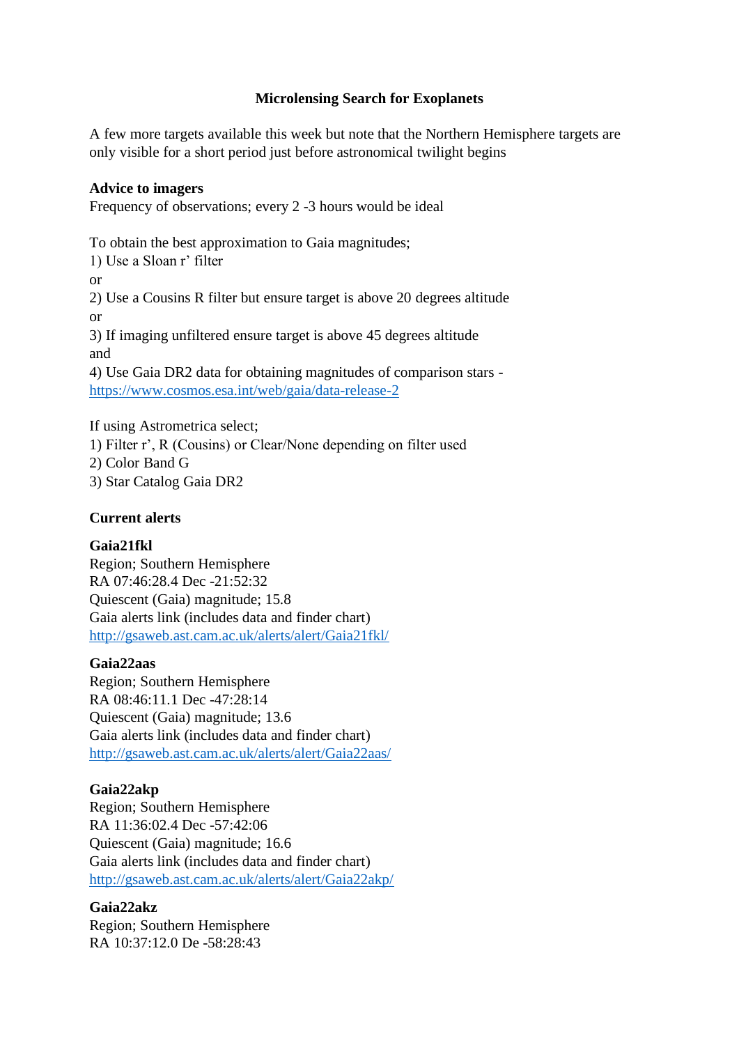# Microlensing Search for Exoplanets

A few more targets available this week but note that the Northern Hemisphere targets are only visible for a short period just before astronomical twilight begins

**Advice to imagers**

Frequency of observations; every 2 -3 hours would be ideal

To obtain the best approximation to Gaia magnitudes;

1) Use a Sloan r' filter

or

2) Use a Cousins R filter but ensure target is above 20 degrees altitude

or

3) If imaging unfiltered ensure target is above 45 degrees altitude

and

4) Use Gaia DR2 data for obtaining magnitudes of comparison stars - https://www.cosmos.esa.int/web/gaia/data-release-2

If using Astrometrica select;

1) Filter r', R (Cousins) or Clear/None depending on filter used
2) Color Band G
3) Star Catalog Gaia DR2

**Current alerts**

**Gaia21fkl**
Region; Southern Hemisphere
RA 07:46:28.4 Dec -21:52:32
Quiescent (Gaia) magnitude; 15.8
Gaia alerts link (includes data and finder chart)
http://gsaweb.ast.cam.ac.uk/alerts/alert/Gaia21fkl/

**Gaia22aas**
Region; Southern Hemisphere
RA 08:46:11.1 Dec -47:28:14
Quiescent (Gaia) magnitude; 13.6
Gaia alerts link (includes data and finder chart)
http://gsaweb.ast.cam.ac.uk/alerts/alert/Gaia22aas/

**Gaia22akp**
Region; Southern Hemisphere
RA 11:36:02.4 Dec -57:42:06
Quiescent (Gaia) magnitude; 16.6
Gaia alerts link (includes data and finder chart)
http://gsaweb.ast.cam.ac.uk/alerts/alert/Gaia22akp/

**Gaia22akz**
Region; Southern Hemisphere
RA 10:37:12.0 De -58:28:43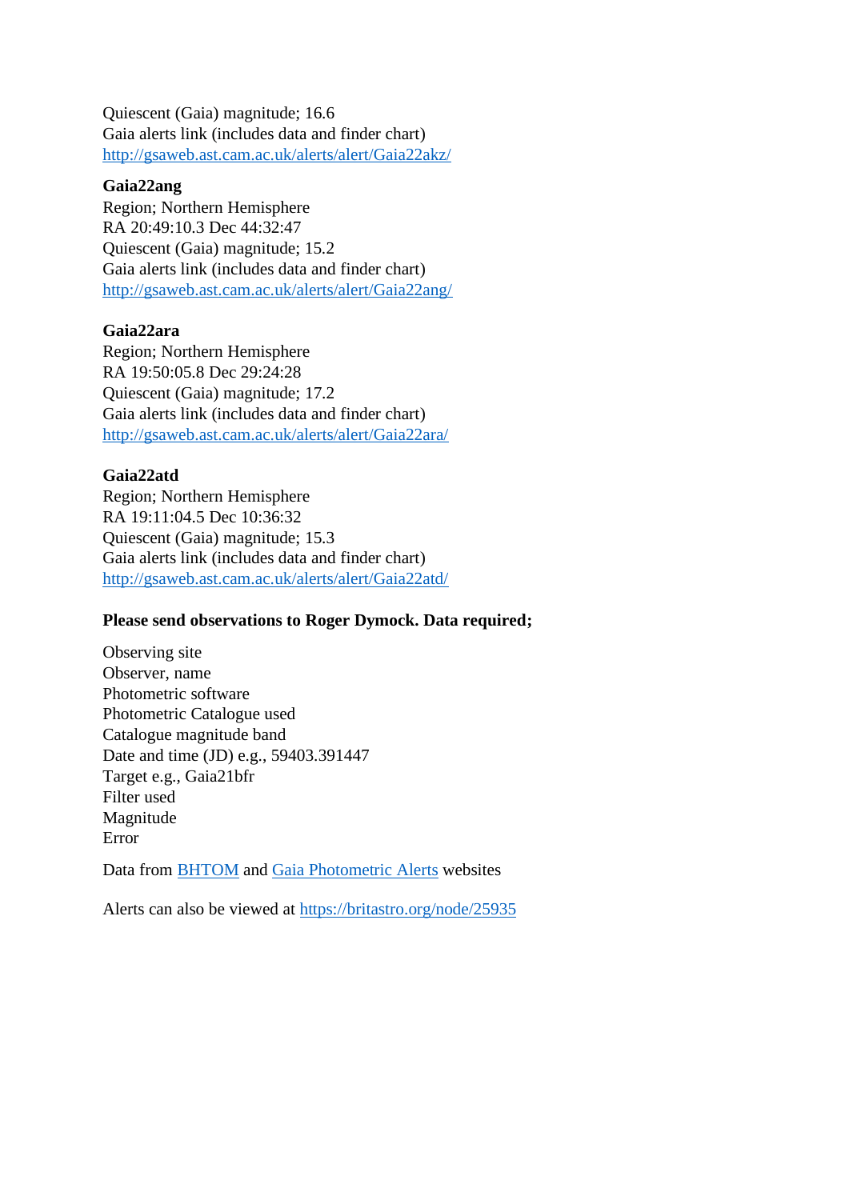Quiescent (Gaia) magnitude; 16.6
Gaia alerts link (includes data and finder chart)
http://gsaweb.ast.cam.ac.uk/alerts/alert/Gaia22akz/

**Gaia22ang**
Region; Northern Hemisphere
RA 20:49:10.3 Dec 44:32:47
Quiescent (Gaia) magnitude; 15.2
Gaia alerts link (includes data and finder chart)
http://gsaweb.ast.cam.ac.uk/alerts/alert/Gaia22ang/

**Gaia22ara**
Region; Northern Hemisphere
RA 19:50:05.8 Dec 29:24:28
Quiescent (Gaia) magnitude; 17.2
Gaia alerts link (includes data and finder chart)
http://gsaweb.ast.cam.ac.uk/alerts/alert/Gaia22ara/

**Gaia22atd**
Region; Northern Hemisphere
RA 19:11:04.5 Dec 10:36:32
Quiescent (Gaia) magnitude; 15.3
Gaia alerts link (includes data and finder chart)
http://gsaweb.ast.cam.ac.uk/alerts/alert/Gaia22atd/

**Please send observations to Roger Dymock. Data required;**

Observing site
Observer, name
Photometric software
Photometric Catalogue used
Catalogue magnitude band
Date and time (JD) e.g., 59403.391447
Target e.g., Gaia21bfr
Filter used
Magnitude
Error

Data from BHTOM and Gaia Photometric Alerts websites

Alerts can also be viewed at https://britastro.org/node/25935